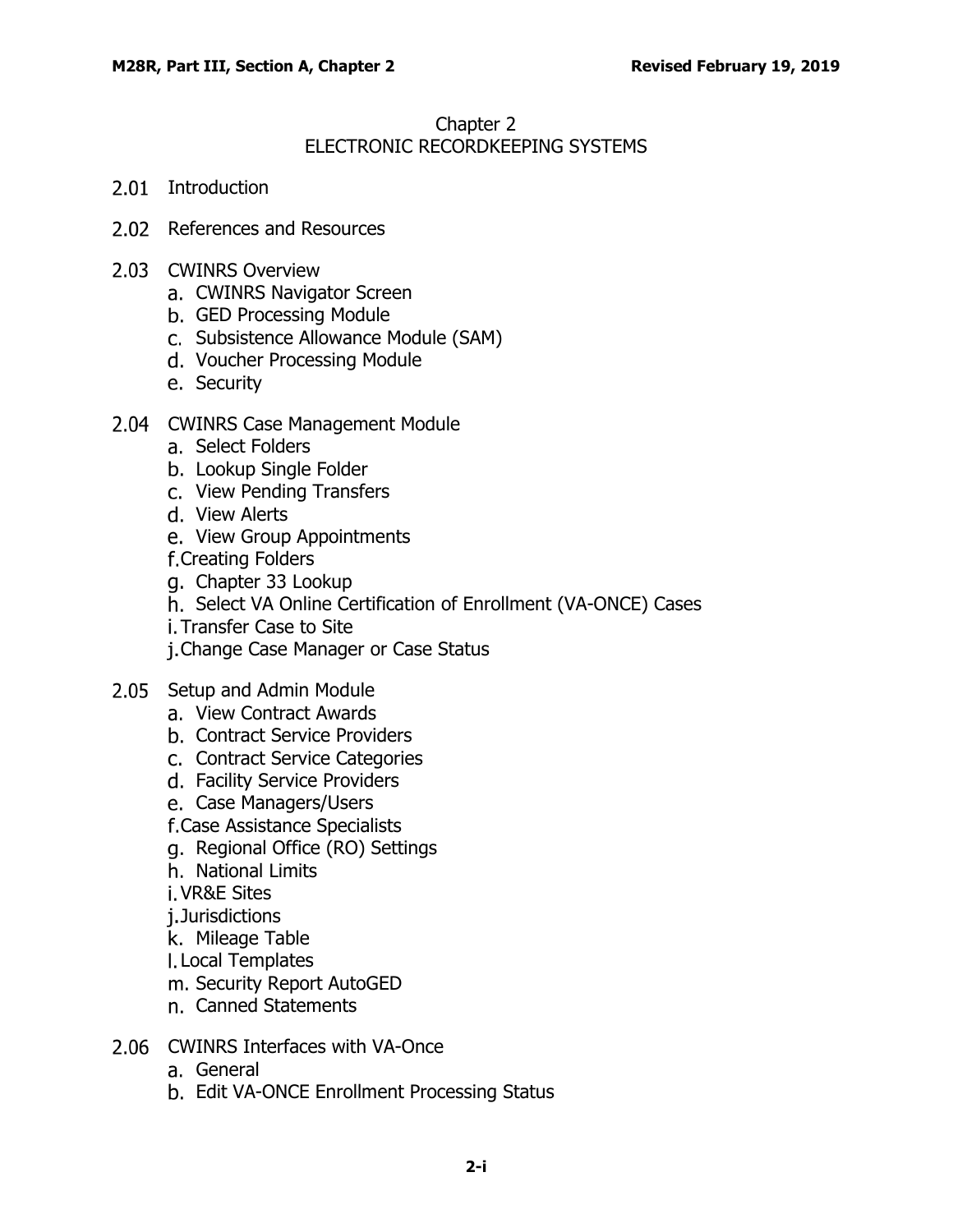# Chapter 2
# ELECTRONIC RECORDKEEPING SYSTEMS

2.01 Introduction

2.02 References and Resources

2.03 CWINRS Overview
  a. CWINRS Navigator Screen
  b. GED Processing Module
  c. Subsistence Allowance Module (SAM)
  d. Voucher Processing Module
  e. Security

2.04 CWINRS Case Management Module
  a. Select Folders
  b. Lookup Single Folder
  c. View Pending Transfers
  d. View Alerts
  e. View Group Appointments
  f. Creating Folders
  g. Chapter 33 Lookup
  h. Select VA Online Certification of Enrollment (VA-ONCE) Cases
  i. Transfer Case to Site
  j. Change Case Manager or Case Status

2.05 Setup and Admin Module
  a. View Contract Awards
  b. Contract Service Providers
  c. Contract Service Categories
  d. Facility Service Providers
  e. Case Managers/Users
  f. Case Assistance Specialists
  g. Regional Office (RO) Settings
  h. National Limits
  i. VR&E Sites
  j. Jurisdictions
  k. Mileage Table
  l. Local Templates
  m. Security Report AutoGED
  n. Canned Statements

2.06 CWINRS Interfaces with VA-Once
  a. General
  b. Edit VA-ONCE Enrollment Processing Status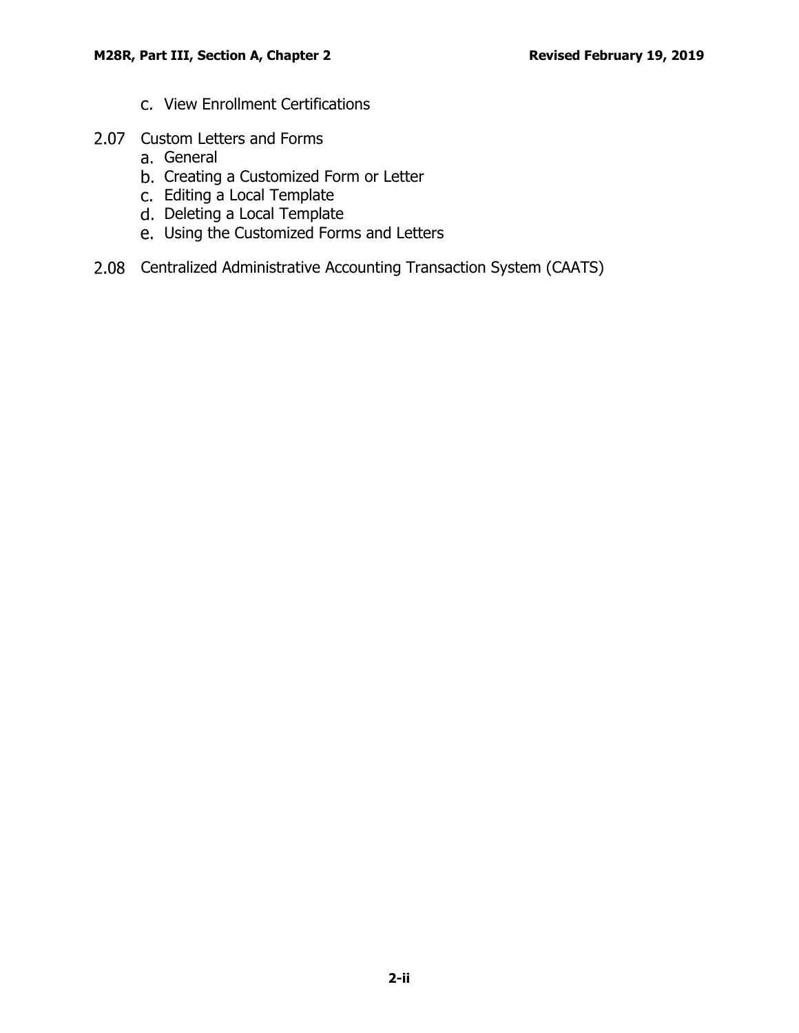c. View Enrollment Certifications

2.07 Custom Letters and Forms
   a. General
   b. Creating a Customized Form or Letter
   c. Editing a Local Template
   d. Deleting a Local Template
   e. Using the Customized Forms and Letters

2.08 Centralized Administrative Accounting Transaction System (CAATS)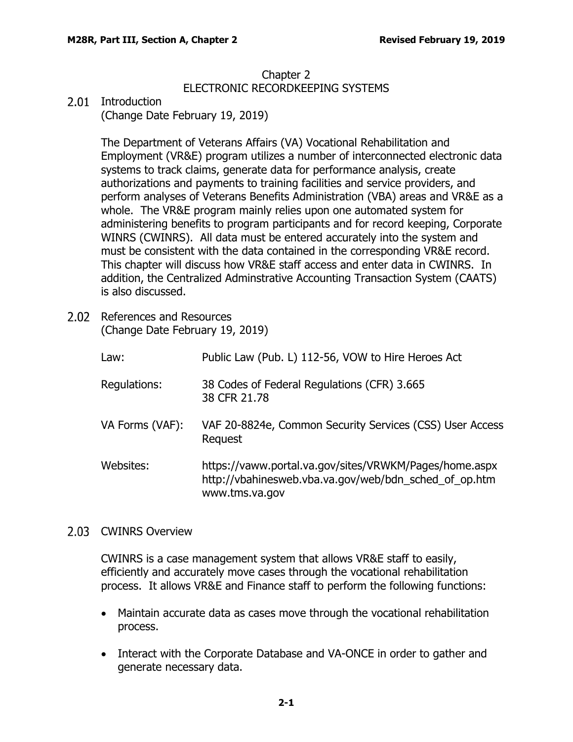# Chapter 2
# ELECTRONIC RECORDKEEPING SYSTEMS

## 2.01 Introduction

(Change Date February 19, 2019)

The Department of Veterans Affairs (VA) Vocational Rehabilitation and Employment (VR&E) program utilizes a number of interconnected electronic data systems to track claims, generate data for performance analysis, create authorizations and payments to training facilities and service providers, and perform analyses of Veterans Benefits Administration (VBA) areas and VR&E as a whole. The VR&E program mainly relies upon one automated system for administering benefits to program participants and for record keeping, Corporate WINRS (CWINRS). All data must be entered accurately into the system and must be consistent with the data contained in the corresponding VR&E record. This chapter will discuss how VR&E staff access and enter data in CWINRS. In addition, the Centralized Adminstrative Accounting Transaction System (CAATS) is also discussed.

## 2.02 References and Resources

(Change Date February 19, 2019)

| | |
|---|---|
| Law: | Public Law (Pub. L) 112-56, VOW to Hire Heroes Act |
| Regulations: | 38 Codes of Federal Regulations (CFR) 3.665<br>38 CFR 21.78 |
| VA Forms (VAF): | VAF 20-8824e, Common Security Services (CSS) User Access Request |
| Websites: | https://vaww.portal.va.gov/sites/VRWKM/Pages/home.aspx<br>http://vbahinesweb.vba.va.gov/web/bdn_sched_of_op.htm<br>www.tms.va.gov |

## 2.03 CWINRS Overview

CWINRS is a case management system that allows VR&E staff to easily, efficiently and accurately move cases through the vocational rehabilitation process. It allows VR&E and Finance staff to perform the following functions:

- Maintain accurate data as cases move through the vocational rehabilitation process.
- Interact with the Corporate Database and VA-ONCE in order to gather and generate necessary data.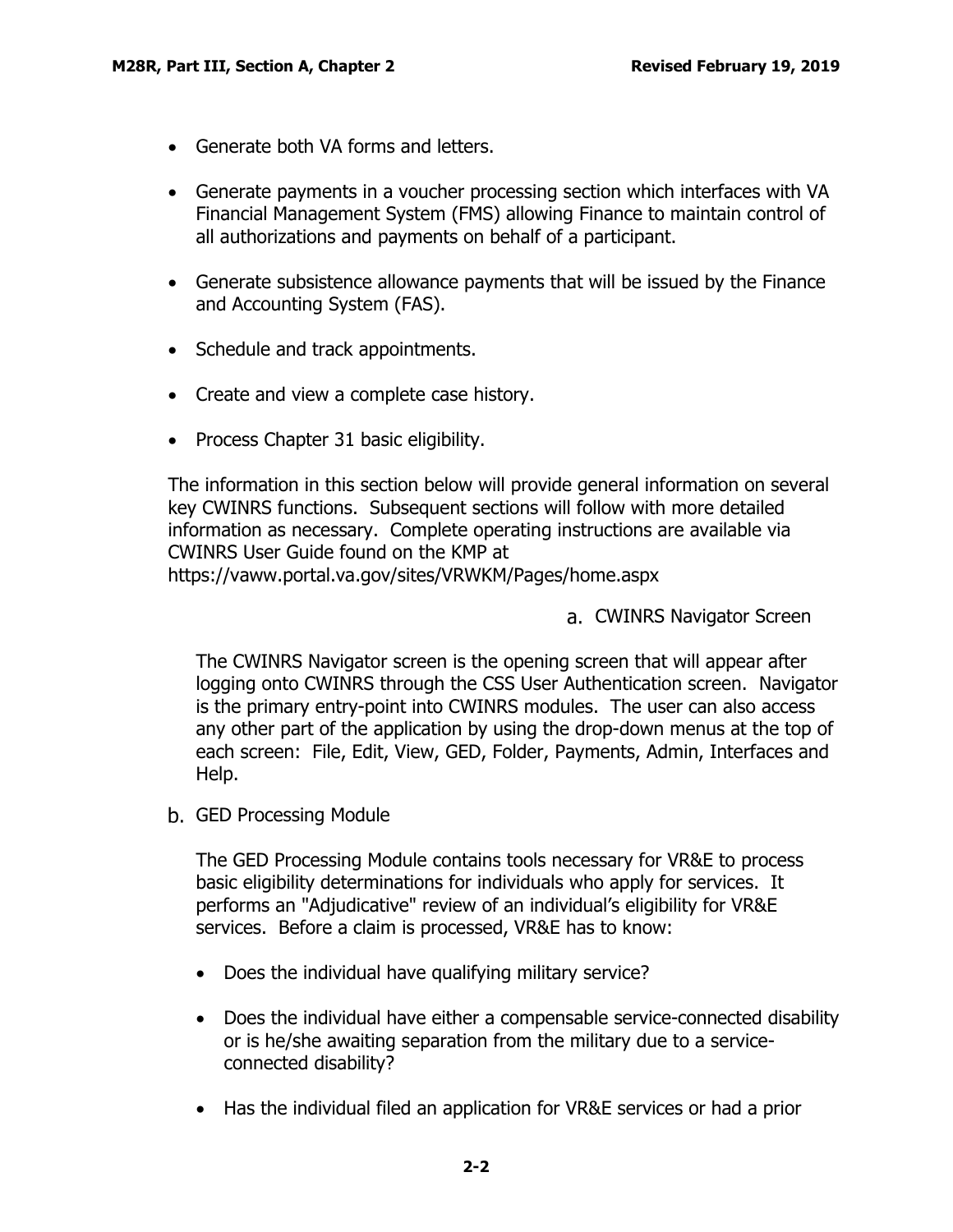- Generate both VA forms and letters.
- Generate payments in a voucher processing section which interfaces with VA Financial Management System (FMS) allowing Finance to maintain control of all authorizations and payments on behalf of a participant.
- Generate subsistence allowance payments that will be issued by the Finance and Accounting System (FAS).
- Schedule and track appointments.
- Create and view a complete case history.
- Process Chapter 31 basic eligibility.

The information in this section below will provide general information on several key CWINRS functions. Subsequent sections will follow with more detailed information as necessary. Complete operating instructions are available via CWINRS User Guide found on the KMP at https://vaww.portal.va.gov/sites/VRWKM/Pages/home.aspx

a. CWINRS Navigator Screen

The CWINRS Navigator screen is the opening screen that will appear after logging onto CWINRS through the CSS User Authentication screen. Navigator is the primary entry-point into CWINRS modules. The user can also access any other part of the application by using the drop-down menus at the top of each screen: File, Edit, View, GED, Folder, Payments, Admin, Interfaces and Help.

b. GED Processing Module

The GED Processing Module contains tools necessary for VR&E to process basic eligibility determinations for individuals who apply for services. It performs an "Adjudicative" review of an individual's eligibility for VR&E services. Before a claim is processed, VR&E has to know:

- Does the individual have qualifying military service?
- Does the individual have either a compensable service-connected disability or is he/she awaiting separation from the military due to a service-connected disability?
- Has the individual filed an application for VR&E services or had a prior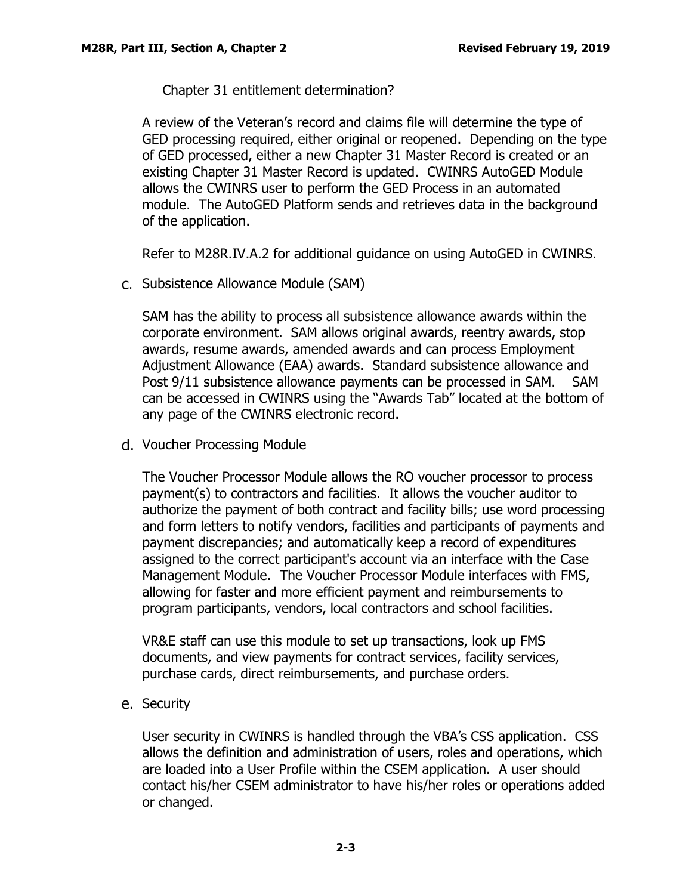Chapter 31 entitlement determination?

A review of the Veteran's record and claims file will determine the type of GED processing required, either original or reopened. Depending on the type of GED processed, either a new Chapter 31 Master Record is created or an existing Chapter 31 Master Record is updated. CWINRS AutoGED Module allows the CWINRS user to perform the GED Process in an automated module. The AutoGED Platform sends and retrieves data in the background of the application.

Refer to M28R.IV.A.2 for additional guidance on using AutoGED in CWINRS.

c. Subsistence Allowance Module (SAM)

SAM has the ability to process all subsistence allowance awards within the corporate environment. SAM allows original awards, reentry awards, stop awards, resume awards, amended awards and can process Employment Adjustment Allowance (EAA) awards. Standard subsistence allowance and Post 9/11 subsistence allowance payments can be processed in SAM. SAM can be accessed in CWINRS using the "Awards Tab" located at the bottom of any page of the CWINRS electronic record.

d. Voucher Processing Module

The Voucher Processor Module allows the RO voucher processor to process payment(s) to contractors and facilities. It allows the voucher auditor to authorize the payment of both contract and facility bills; use word processing and form letters to notify vendors, facilities and participants of payments and payment discrepancies; and automatically keep a record of expenditures assigned to the correct participant's account via an interface with the Case Management Module. The Voucher Processor Module interfaces with FMS, allowing for faster and more efficient payment and reimbursements to program participants, vendors, local contractors and school facilities.

VR&E staff can use this module to set up transactions, look up FMS documents, and view payments for contract services, facility services, purchase cards, direct reimbursements, and purchase orders.

e. Security

User security in CWINRS is handled through the VBA's CSS application. CSS allows the definition and administration of users, roles and operations, which are loaded into a User Profile within the CSEM application. A user should contact his/her CSEM administrator to have his/her roles or operations added or changed.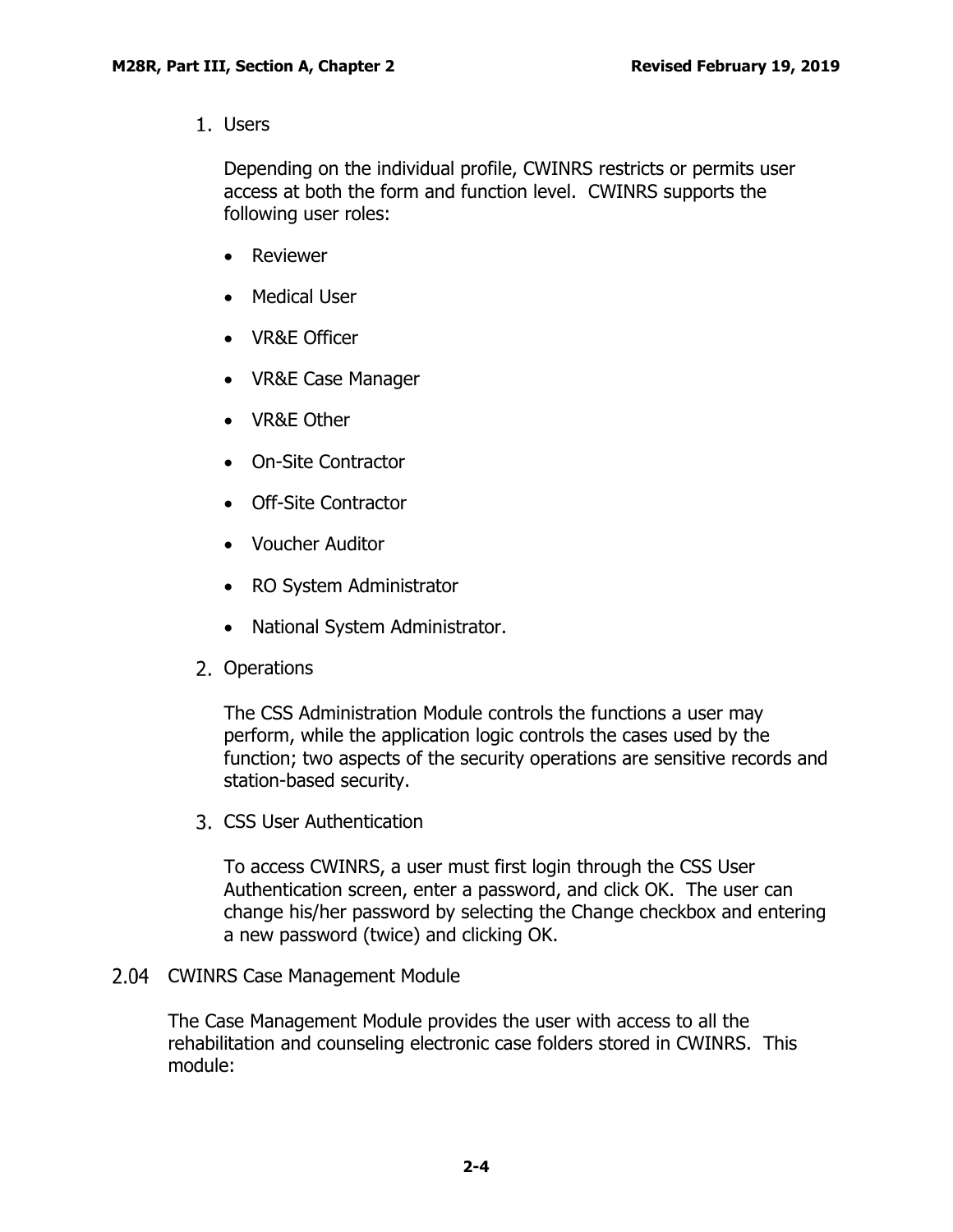1. Users

   Depending on the individual profile, CWINRS restricts or permits user access at both the form and function level. CWINRS supports the following user roles:

   - Reviewer
   - Medical User
   - VR&E Officer
   - VR&E Case Manager
   - VR&E Other
   - On-Site Contractor
   - Off-Site Contractor
   - Voucher Auditor
   - RO System Administrator
   - National System Administrator.

2. Operations

   The CSS Administration Module controls the functions a user may perform, while the application logic controls the cases used by the function; two aspects of the security operations are sensitive records and station-based security.

3. CSS User Authentication

   To access CWINRS, a user must first login through the CSS User Authentication screen, enter a password, and click OK. The user can change his/her password by selecting the Change checkbox and entering a new password (twice) and clicking OK.

## 2.04 CWINRS Case Management Module

The Case Management Module provides the user with access to all the rehabilitation and counseling electronic case folders stored in CWINRS. This module: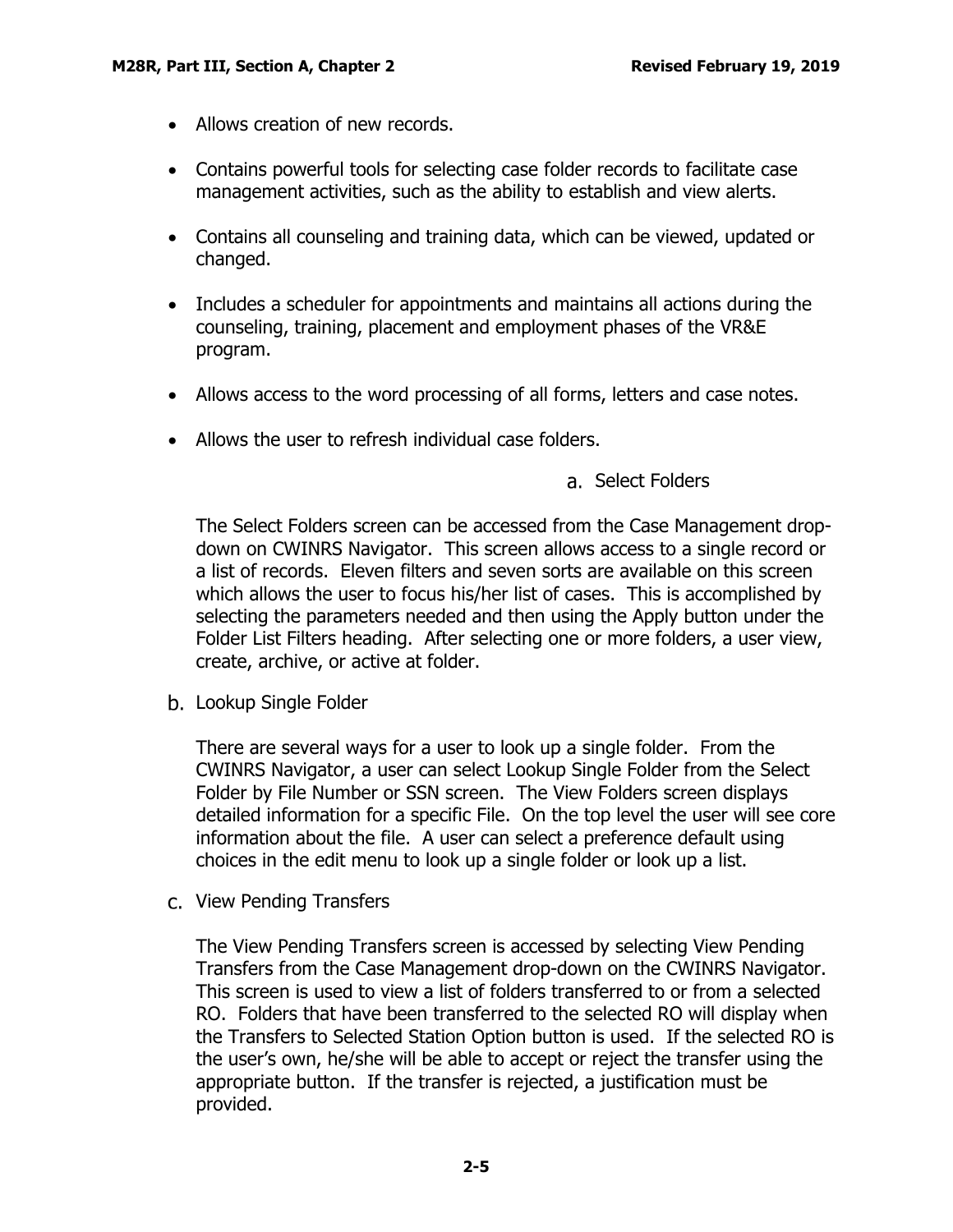- Allows creation of new records.
- Contains powerful tools for selecting case folder records to facilitate case management activities, such as the ability to establish and view alerts.
- Contains all counseling and training data, which can be viewed, updated or changed.
- Includes a scheduler for appointments and maintains all actions during the counseling, training, placement and employment phases of the VR&E program.
- Allows access to the word processing of all forms, letters and case notes.
- Allows the user to refresh individual case folders.

a. Select Folders

The Select Folders screen can be accessed from the Case Management drop-down on CWINRS Navigator. This screen allows access to a single record or a list of records. Eleven filters and seven sorts are available on this screen which allows the user to focus his/her list of cases. This is accomplished by selecting the parameters needed and then using the Apply button under the Folder List Filters heading. After selecting one or more folders, a user view, create, archive, or active at folder.

b. Lookup Single Folder

There are several ways for a user to look up a single folder. From the CWINRS Navigator, a user can select Lookup Single Folder from the Select Folder by File Number or SSN screen. The View Folders screen displays detailed information for a specific File. On the top level the user will see core information about the file. A user can select a preference default using choices in the edit menu to look up a single folder or look up a list.

c. View Pending Transfers

The View Pending Transfers screen is accessed by selecting View Pending Transfers from the Case Management drop-down on the CWINRS Navigator. This screen is used to view a list of folders transferred to or from a selected RO. Folders that have been transferred to the selected RO will display when the Transfers to Selected Station Option button is used. If the selected RO is the user's own, he/she will be able to accept or reject the transfer using the appropriate button. If the transfer is rejected, a justification must be provided.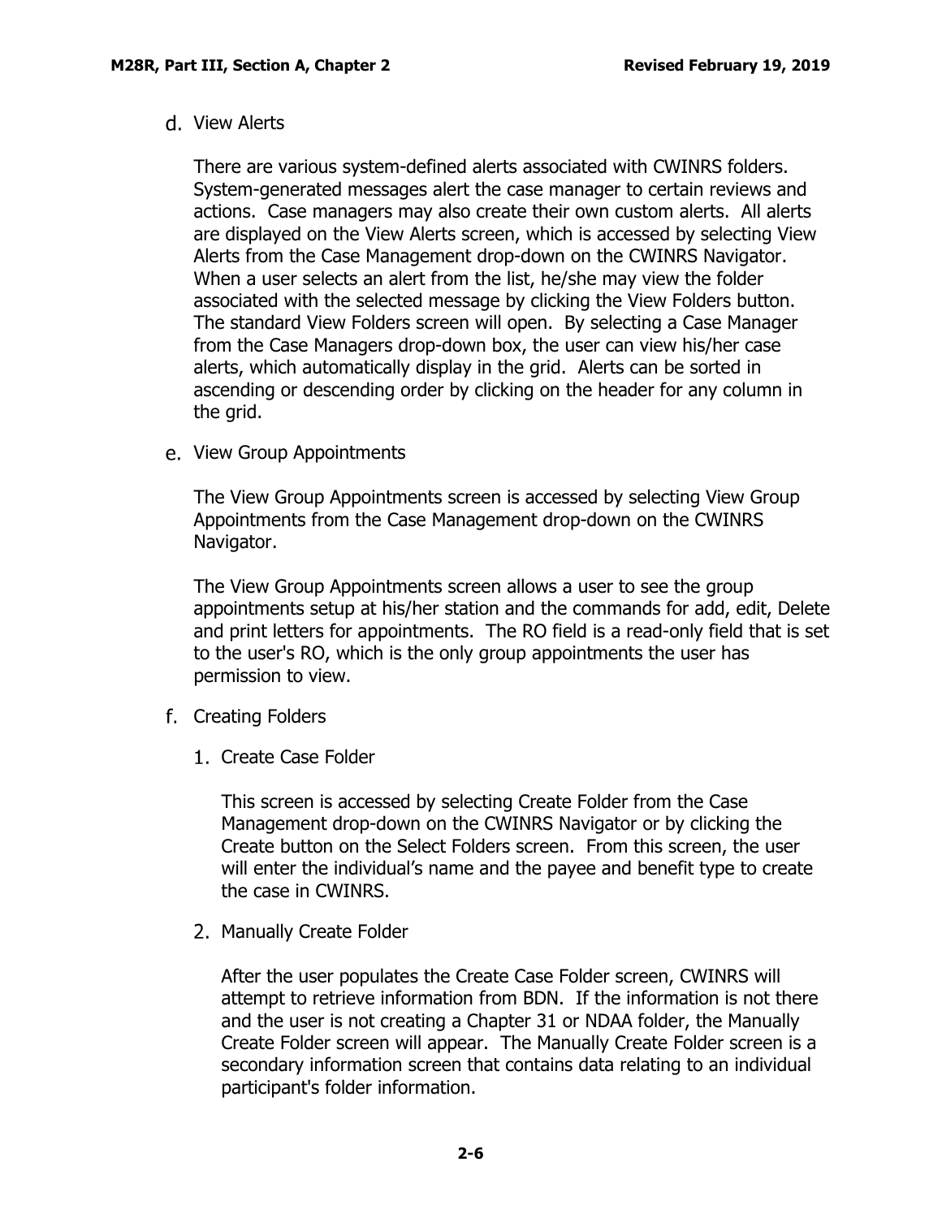d. View Alerts

   There are various system-defined alerts associated with CWINRS folders. System-generated messages alert the case manager to certain reviews and actions. Case managers may also create their own custom alerts. All alerts are displayed on the View Alerts screen, which is accessed by selecting View Alerts from the Case Management drop-down on the CWINRS Navigator. When a user selects an alert from the list, he/she may view the folder associated with the selected message by clicking the View Folders button. The standard View Folders screen will open. By selecting a Case Manager from the Case Managers drop-down box, the user can view his/her case alerts, which automatically display in the grid. Alerts can be sorted in ascending or descending order by clicking on the header for any column in the grid.

e. View Group Appointments

   The View Group Appointments screen is accessed by selecting View Group Appointments from the Case Management drop-down on the CWINRS Navigator.

   The View Group Appointments screen allows a user to see the group appointments setup at his/her station and the commands for add, edit, Delete and print letters for appointments. The RO field is a read-only field that is set to the user's RO, which is the only group appointments the user has permission to view.

f. Creating Folders

   1. Create Case Folder

      This screen is accessed by selecting Create Folder from the Case Management drop-down on the CWINRS Navigator or by clicking the Create button on the Select Folders screen. From this screen, the user will enter the individual’s name and the payee and benefit type to create the case in CWINRS.

   2. Manually Create Folder

      After the user populates the Create Case Folder screen, CWINRS will attempt to retrieve information from BDN. If the information is not there and the user is not creating a Chapter 31 or NDAA folder, the Manually Create Folder screen will appear. The Manually Create Folder screen is a secondary information screen that contains data relating to an individual participant's folder information.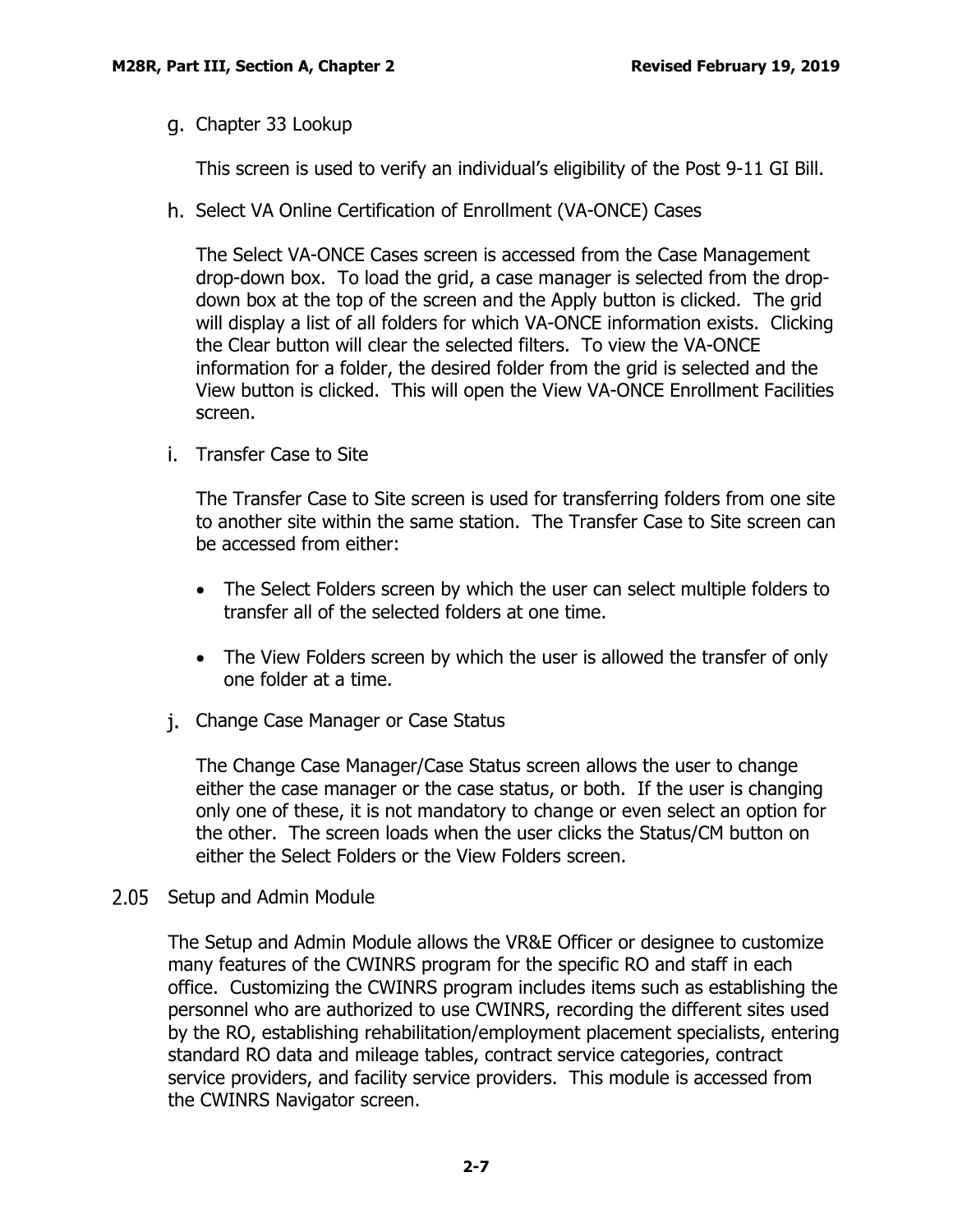g. Chapter 33 Lookup

This screen is used to verify an individual's eligibility of the Post 9-11 GI Bill.

h. Select VA Online Certification of Enrollment (VA-ONCE) Cases

The Select VA-ONCE Cases screen is accessed from the Case Management drop-down box. To load the grid, a case manager is selected from the drop-down box at the top of the screen and the Apply button is clicked. The grid will display a list of all folders for which VA-ONCE information exists. Clicking the Clear button will clear the selected filters. To view the VA-ONCE information for a folder, the desired folder from the grid is selected and the View button is clicked. This will open the View VA-ONCE Enrollment Facilities screen.

i. Transfer Case to Site

The Transfer Case to Site screen is used for transferring folders from one site to another site within the same station. The Transfer Case to Site screen can be accessed from either:

- The Select Folders screen by which the user can select multiple folders to transfer all of the selected folders at one time.

- The View Folders screen by which the user is allowed the transfer of only one folder at a time.

j. Change Case Manager or Case Status

The Change Case Manager/Case Status screen allows the user to change either the case manager or the case status, or both. If the user is changing only one of these, it is not mandatory to change or even select an option for the other. The screen loads when the user clicks the Status/CM button on either the Select Folders or the View Folders screen.

## 2.05 Setup and Admin Module

The Setup and Admin Module allows the VR&E Officer or designee to customize many features of the CWINRS program for the specific RO and staff in each office. Customizing the CWINRS program includes items such as establishing the personnel who are authorized to use CWINRS, recording the different sites used by the RO, establishing rehabilitation/employment placement specialists, entering standard RO data and mileage tables, contract service categories, contract service providers, and facility service providers. This module is accessed from the CWINRS Navigator screen.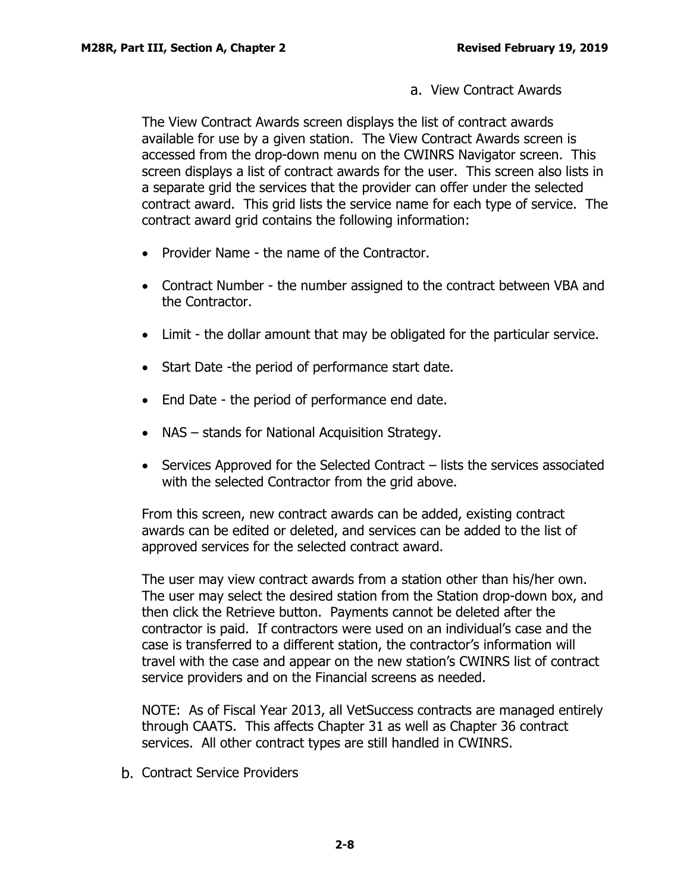a. View Contract Awards

The View Contract Awards screen displays the list of contract awards available for use by a given station. The View Contract Awards screen is accessed from the drop-down menu on the CWINRS Navigator screen. This screen displays a list of contract awards for the user. This screen also lists in a separate grid the services that the provider can offer under the selected contract award. This grid lists the service name for each type of service. The contract award grid contains the following information:

- Provider Name - the name of the Contractor.
- Contract Number - the number assigned to the contract between VBA and the Contractor.
- Limit - the dollar amount that may be obligated for the particular service.
- Start Date -the period of performance start date.
- End Date - the period of performance end date.
- NAS – stands for National Acquisition Strategy.
- Services Approved for the Selected Contract – lists the services associated with the selected Contractor from the grid above.

From this screen, new contract awards can be added, existing contract awards can be edited or deleted, and services can be added to the list of approved services for the selected contract award.

The user may view contract awards from a station other than his/her own. The user may select the desired station from the Station drop-down box, and then click the Retrieve button. Payments cannot be deleted after the contractor is paid. If contractors were used on an individual's case and the case is transferred to a different station, the contractor's information will travel with the case and appear on the new station's CWINRS list of contract service providers and on the Financial screens as needed.

NOTE: As of Fiscal Year 2013, all VetSuccess contracts are managed entirely through CAATS. This affects Chapter 31 as well as Chapter 36 contract services. All other contract types are still handled in CWINRS.

b. Contract Service Providers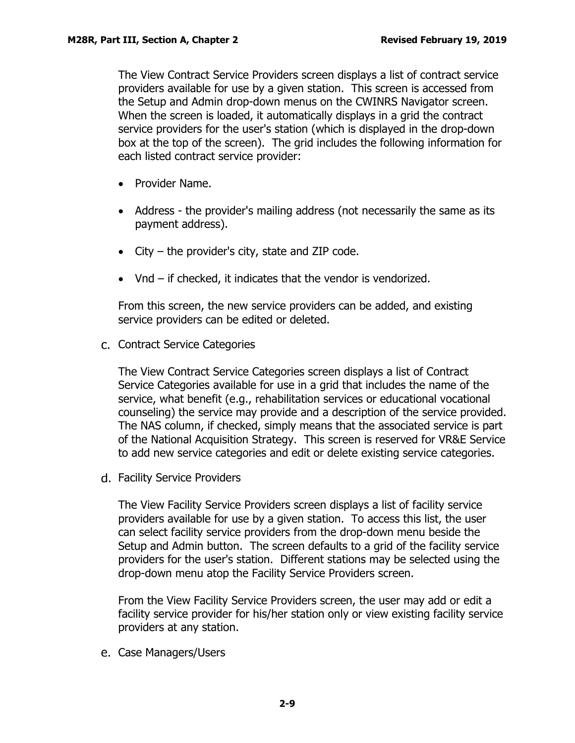The View Contract Service Providers screen displays a list of contract service providers available for use by a given station. This screen is accessed from the Setup and Admin drop-down menus on the CWINRS Navigator screen. When the screen is loaded, it automatically displays in a grid the contract service providers for the user's station (which is displayed in the drop-down box at the top of the screen). The grid includes the following information for each listed contract service provider:

- Provider Name.
- Address - the provider's mailing address (not necessarily the same as its payment address).
- City – the provider's city, state and ZIP code.
- Vnd – if checked, it indicates that the vendor is vendorized.

From this screen, the new service providers can be added, and existing service providers can be edited or deleted.

c. Contract Service Categories

The View Contract Service Categories screen displays a list of Contract Service Categories available for use in a grid that includes the name of the service, what benefit (e.g., rehabilitation services or educational vocational counseling) the service may provide and a description of the service provided. The NAS column, if checked, simply means that the associated service is part of the National Acquisition Strategy. This screen is reserved for VR&E Service to add new service categories and edit or delete existing service categories.

d. Facility Service Providers

The View Facility Service Providers screen displays a list of facility service providers available for use by a given station. To access this list, the user can select facility service providers from the drop-down menu beside the Setup and Admin button. The screen defaults to a grid of the facility service providers for the user's station. Different stations may be selected using the drop-down menu atop the Facility Service Providers screen.

From the View Facility Service Providers screen, the user may add or edit a facility service provider for his/her station only or view existing facility service providers at any station.

e. Case Managers/Users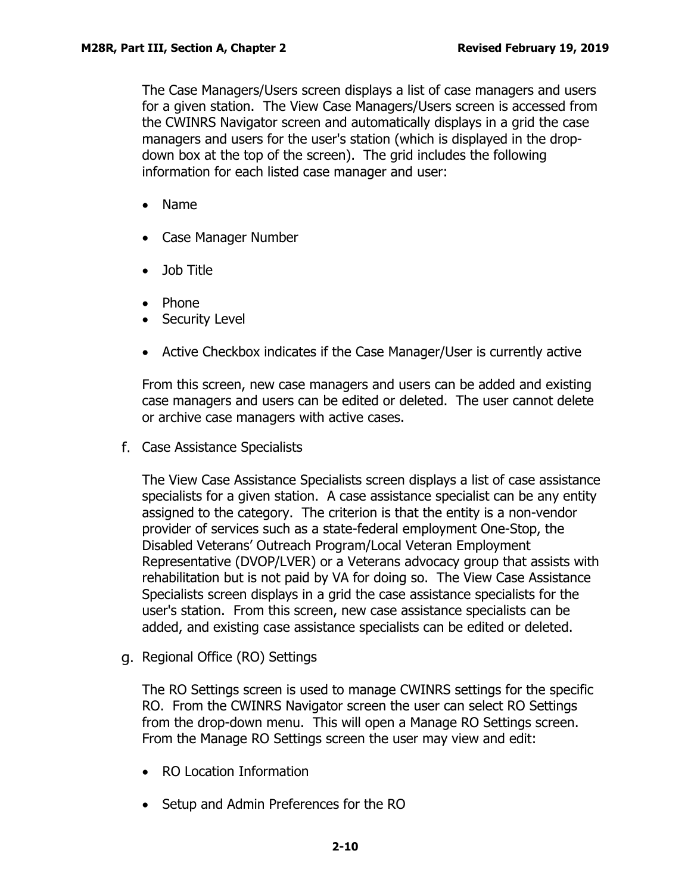The Case Managers/Users screen displays a list of case managers and users for a given station.  The View Case Managers/Users screen is accessed from the CWINRS Navigator screen and automatically displays in a grid the case managers and users for the user's station (which is displayed in the drop-down box at the top of the screen).  The grid includes the following information for each listed case manager and user:

- Name
- Case Manager Number
- Job Title
- Phone
- Security Level
- Active Checkbox indicates if the Case Manager/User is currently active

From this screen, new case managers and users can be added and existing case managers and users can be edited or deleted.  The user cannot delete or archive case managers with active cases.

f. Case Assistance Specialists

The View Case Assistance Specialists screen displays a list of case assistance specialists for a given station.  A case assistance specialist can be any entity assigned to the category.  The criterion is that the entity is a non-vendor provider of services such as a state-federal employment One-Stop, the Disabled Veterans' Outreach Program/Local Veteran Employment Representative (DVOP/LVER) or a Veterans advocacy group that assists with rehabilitation but is not paid by VA for doing so.  The View Case Assistance Specialists screen displays in a grid the case assistance specialists for the user's station.  From this screen, new case assistance specialists can be added, and existing case assistance specialists can be edited or deleted.

g. Regional Office (RO) Settings

The RO Settings screen is used to manage CWINRS settings for the specific RO.  From the CWINRS Navigator screen the user can select RO Settings from the drop-down menu.  This will open a Manage RO Settings screen.  From the Manage RO Settings screen the user may view and edit:

- RO Location Information
- Setup and Admin Preferences for the RO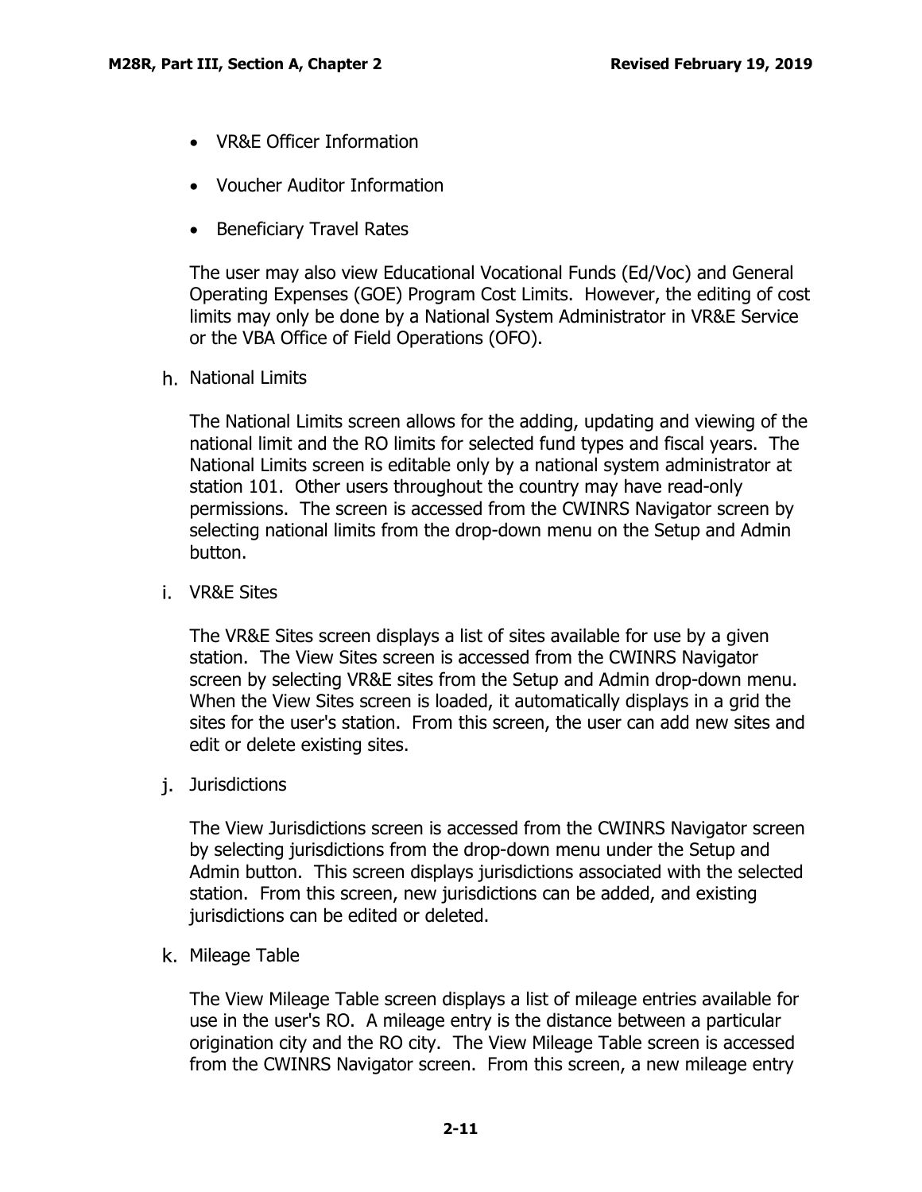- VR&E Officer Information
- Voucher Auditor Information
- Beneficiary Travel Rates

The user may also view Educational Vocational Funds (Ed/Voc) and General Operating Expenses (GOE) Program Cost Limits. However, the editing of cost limits may only be done by a National System Administrator in VR&E Service or the VBA Office of Field Operations (OFO).

h. National Limits

The National Limits screen allows for the adding, updating and viewing of the national limit and the RO limits for selected fund types and fiscal years. The National Limits screen is editable only by a national system administrator at station 101. Other users throughout the country may have read-only permissions. The screen is accessed from the CWINRS Navigator screen by selecting national limits from the drop-down menu on the Setup and Admin button.

i. VR&E Sites

The VR&E Sites screen displays a list of sites available for use by a given station. The View Sites screen is accessed from the CWINRS Navigator screen by selecting VR&E sites from the Setup and Admin drop-down menu. When the View Sites screen is loaded, it automatically displays in a grid the sites for the user's station. From this screen, the user can add new sites and edit or delete existing sites.

j. Jurisdictions

The View Jurisdictions screen is accessed from the CWINRS Navigator screen by selecting jurisdictions from the drop-down menu under the Setup and Admin button. This screen displays jurisdictions associated with the selected station. From this screen, new jurisdictions can be added, and existing jurisdictions can be edited or deleted.

k. Mileage Table

The View Mileage Table screen displays a list of mileage entries available for use in the user's RO. A mileage entry is the distance between a particular origination city and the RO city. The View Mileage Table screen is accessed from the CWINRS Navigator screen. From this screen, a new mileage entry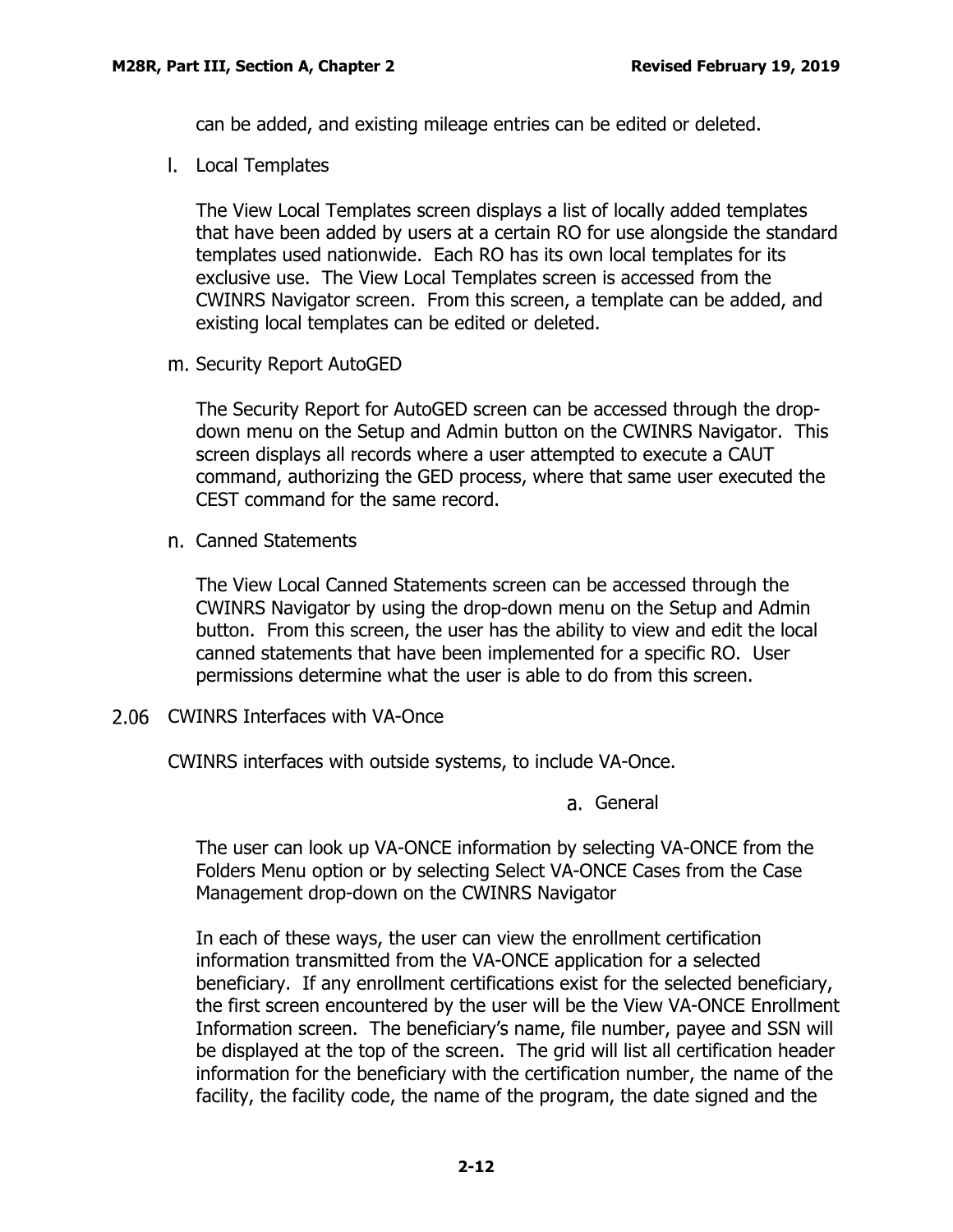can be added, and existing mileage entries can be edited or deleted.

l. Local Templates

The View Local Templates screen displays a list of locally added templates that have been added by users at a certain RO for use alongside the standard templates used nationwide. Each RO has its own local templates for its exclusive use. The View Local Templates screen is accessed from the CWINRS Navigator screen. From this screen, a template can be added, and existing local templates can be edited or deleted.

m. Security Report AutoGED

The Security Report for AutoGED screen can be accessed through the drop-down menu on the Setup and Admin button on the CWINRS Navigator. This screen displays all records where a user attempted to execute a CAUT command, authorizing the GED process, where that same user executed the CEST command for the same record.

n. Canned Statements

The View Local Canned Statements screen can be accessed through the CWINRS Navigator by using the drop-down menu on the Setup and Admin button. From this screen, the user has the ability to view and edit the local canned statements that have been implemented for a specific RO. User permissions determine what the user is able to do from this screen.

## 2.06 CWINRS Interfaces with VA-Once

CWINRS interfaces with outside systems, to include VA-Once.

a. General

The user can look up VA-ONCE information by selecting VA-ONCE from the Folders Menu option or by selecting Select VA-ONCE Cases from the Case Management drop-down on the CWINRS Navigator

In each of these ways, the user can view the enrollment certification information transmitted from the VA-ONCE application for a selected beneficiary. If any enrollment certifications exist for the selected beneficiary, the first screen encountered by the user will be the View VA-ONCE Enrollment Information screen. The beneficiary's name, file number, payee and SSN will be displayed at the top of the screen. The grid will list all certification header information for the beneficiary with the certification number, the name of the facility, the facility code, the name of the program, the date signed and the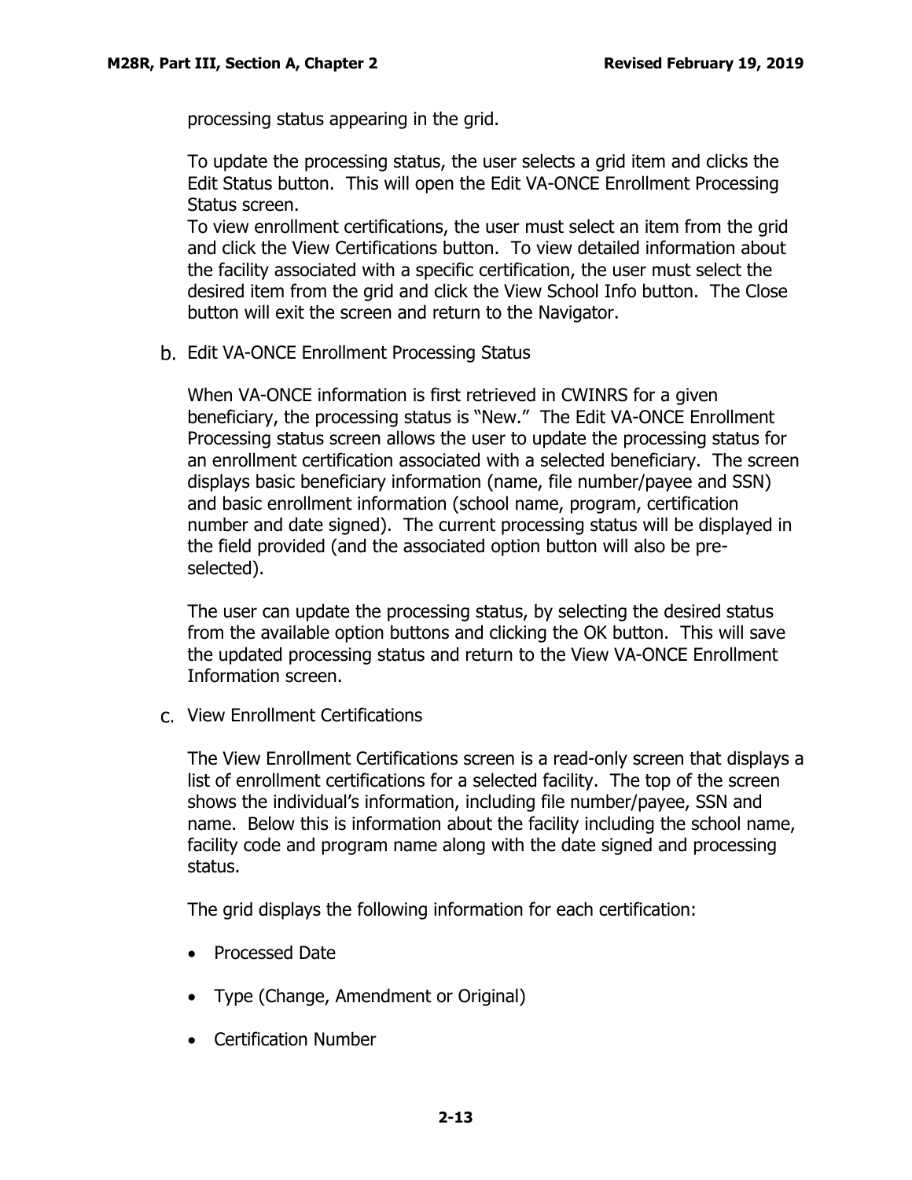processing status appearing in the grid.

To update the processing status, the user selects a grid item and clicks the Edit Status button. This will open the Edit VA-ONCE Enrollment Processing Status screen.
To view enrollment certifications, the user must select an item from the grid and click the View Certifications button. To view detailed information about the facility associated with a specific certification, the user must select the desired item from the grid and click the View School Info button. The Close button will exit the screen and return to the Navigator.

b. Edit VA-ONCE Enrollment Processing Status

When VA-ONCE information is first retrieved in CWINRS for a given beneficiary, the processing status is "New." The Edit VA-ONCE Enrollment Processing status screen allows the user to update the processing status for an enrollment certification associated with a selected beneficiary. The screen displays basic beneficiary information (name, file number/payee and SSN) and basic enrollment information (school name, program, certification number and date signed). The current processing status will be displayed in the field provided (and the associated option button will also be pre-selected).

The user can update the processing status, by selecting the desired status from the available option buttons and clicking the OK button. This will save the updated processing status and return to the View VA-ONCE Enrollment Information screen.

c. View Enrollment Certifications

The View Enrollment Certifications screen is a read-only screen that displays a list of enrollment certifications for a selected facility. The top of the screen shows the individual's information, including file number/payee, SSN and name. Below this is information about the facility including the school name, facility code and program name along with the date signed and processing status.

The grid displays the following information for each certification:

- Processed Date
- Type (Change, Amendment or Original)
- Certification Number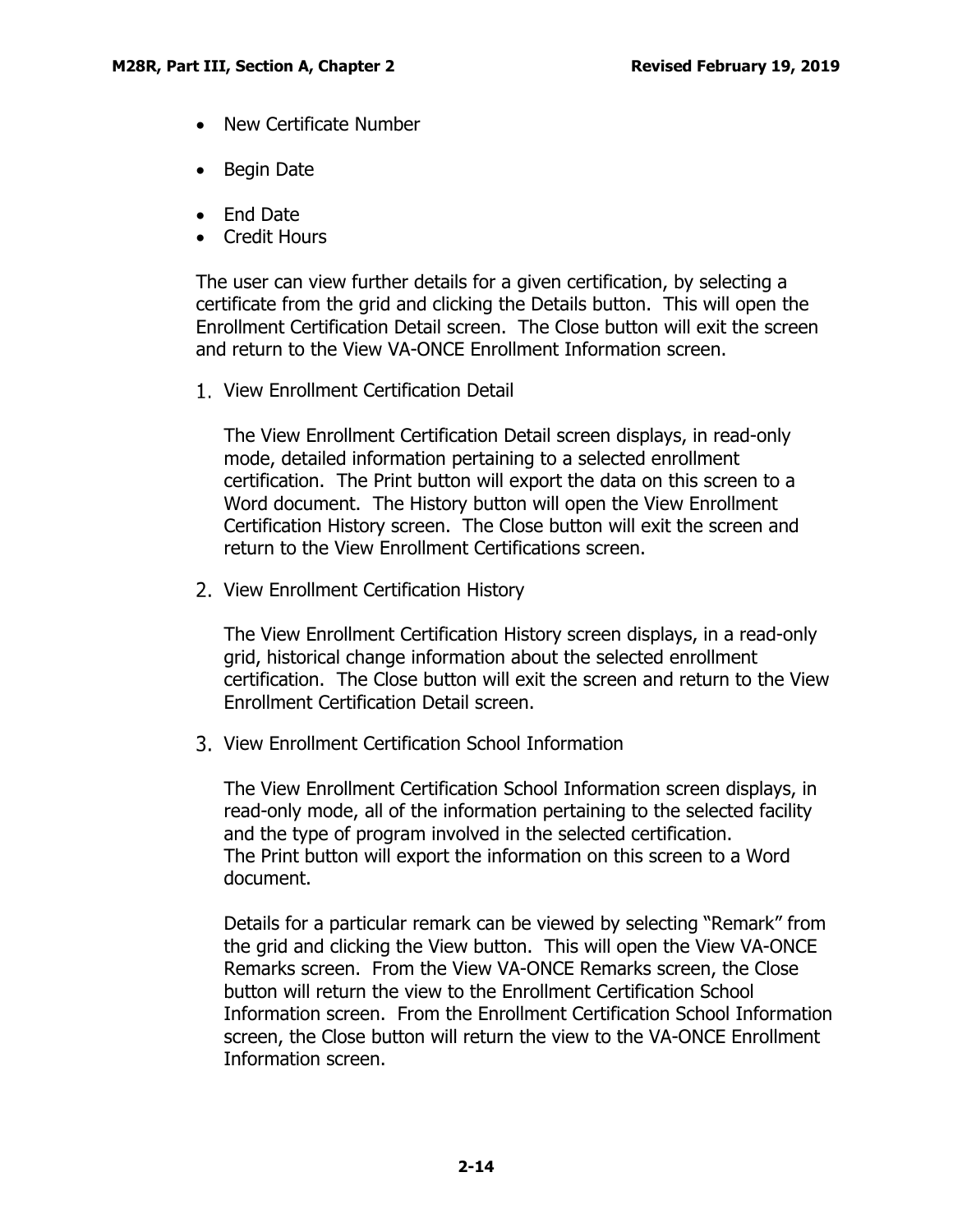- New Certificate Number
- Begin Date
- End Date
- Credit Hours

The user can view further details for a given certification, by selecting a certificate from the grid and clicking the Details button. This will open the Enrollment Certification Detail screen. The Close button will exit the screen and return to the View VA-ONCE Enrollment Information screen.

1. View Enrollment Certification Detail

   The View Enrollment Certification Detail screen displays, in read-only mode, detailed information pertaining to a selected enrollment certification. The Print button will export the data on this screen to a Word document. The History button will open the View Enrollment Certification History screen. The Close button will exit the screen and return to the View Enrollment Certifications screen.

2. View Enrollment Certification History

   The View Enrollment Certification History screen displays, in a read-only grid, historical change information about the selected enrollment certification. The Close button will exit the screen and return to the View Enrollment Certification Detail screen.

3. View Enrollment Certification School Information

   The View Enrollment Certification School Information screen displays, in read-only mode, all of the information pertaining to the selected facility and the type of program involved in the selected certification. The Print button will export the information on this screen to a Word document.

   Details for a particular remark can be viewed by selecting "Remark" from the grid and clicking the View button. This will open the View VA-ONCE Remarks screen. From the View VA-ONCE Remarks screen, the Close button will return the view to the Enrollment Certification School Information screen. From the Enrollment Certification School Information screen, the Close button will return the view to the VA-ONCE Enrollment Information screen.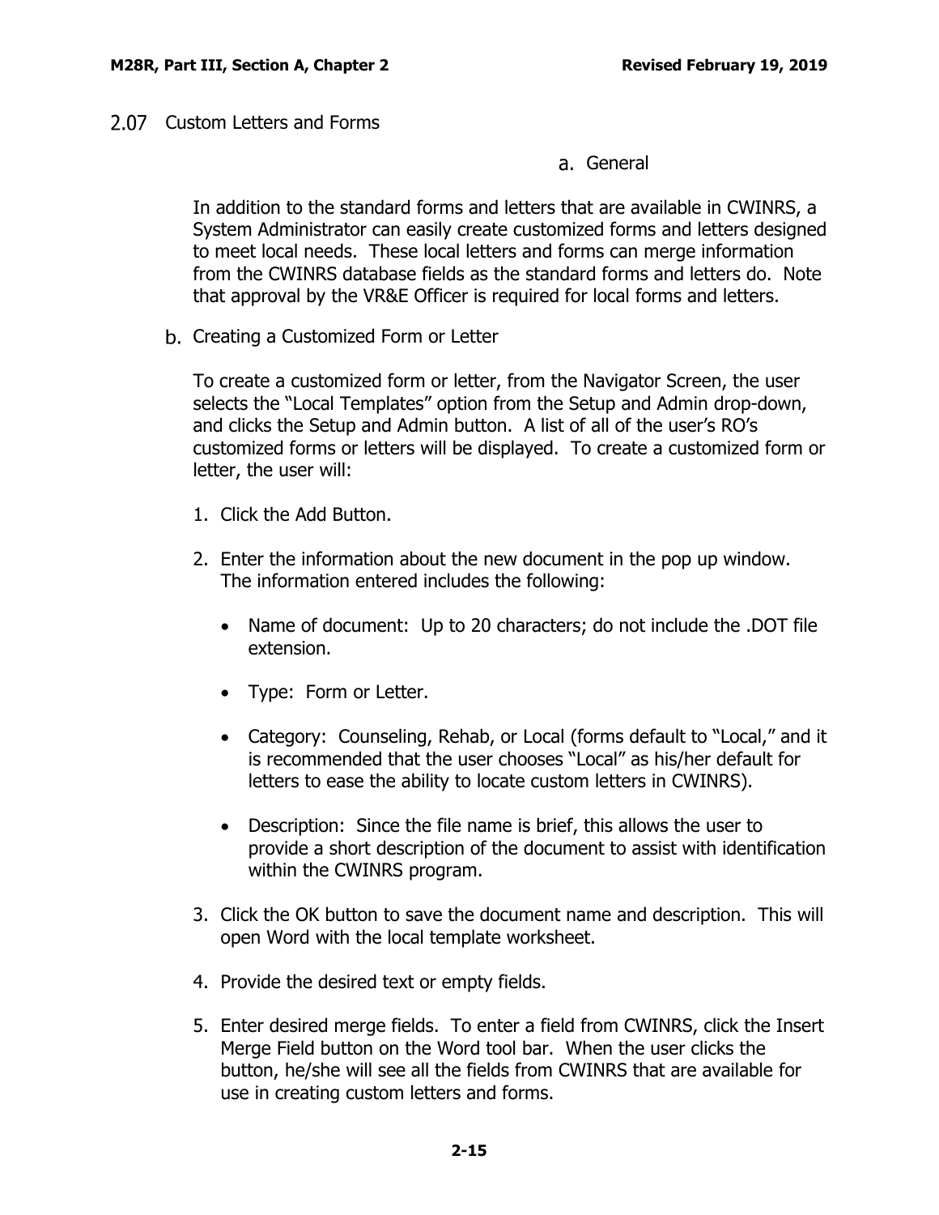## 2.07 Custom Letters and Forms

### a. General

In addition to the standard forms and letters that are available in CWINRS, a System Administrator can easily create customized forms and letters designed to meet local needs. These local letters and forms can merge information from the CWINRS database fields as the standard forms and letters do. Note that approval by the VR&E Officer is required for local forms and letters.

### b. Creating a Customized Form or Letter

To create a customized form or letter, from the Navigator Screen, the user selects the "Local Templates" option from the Setup and Admin drop-down, and clicks the Setup and Admin button. A list of all of the user's RO's customized forms or letters will be displayed. To create a customized form or letter, the user will:

1. Click the Add Button.

2. Enter the information about the new document in the pop up window. The information entered includes the following:

   - Name of document: Up to 20 characters; do not include the .DOT file extension.

   - Type: Form or Letter.

   - Category: Counseling, Rehab, or Local (forms default to "Local," and it is recommended that the user chooses "Local" as his/her default for letters to ease the ability to locate custom letters in CWINRS).

   - Description: Since the file name is brief, this allows the user to provide a short description of the document to assist with identification within the CWINRS program.

3. Click the OK button to save the document name and description. This will open Word with the local template worksheet.

4. Provide the desired text or empty fields.

5. Enter desired merge fields. To enter a field from CWINRS, click the Insert Merge Field button on the Word tool bar. When the user clicks the button, he/she will see all the fields from CWINRS that are available for use in creating custom letters and forms.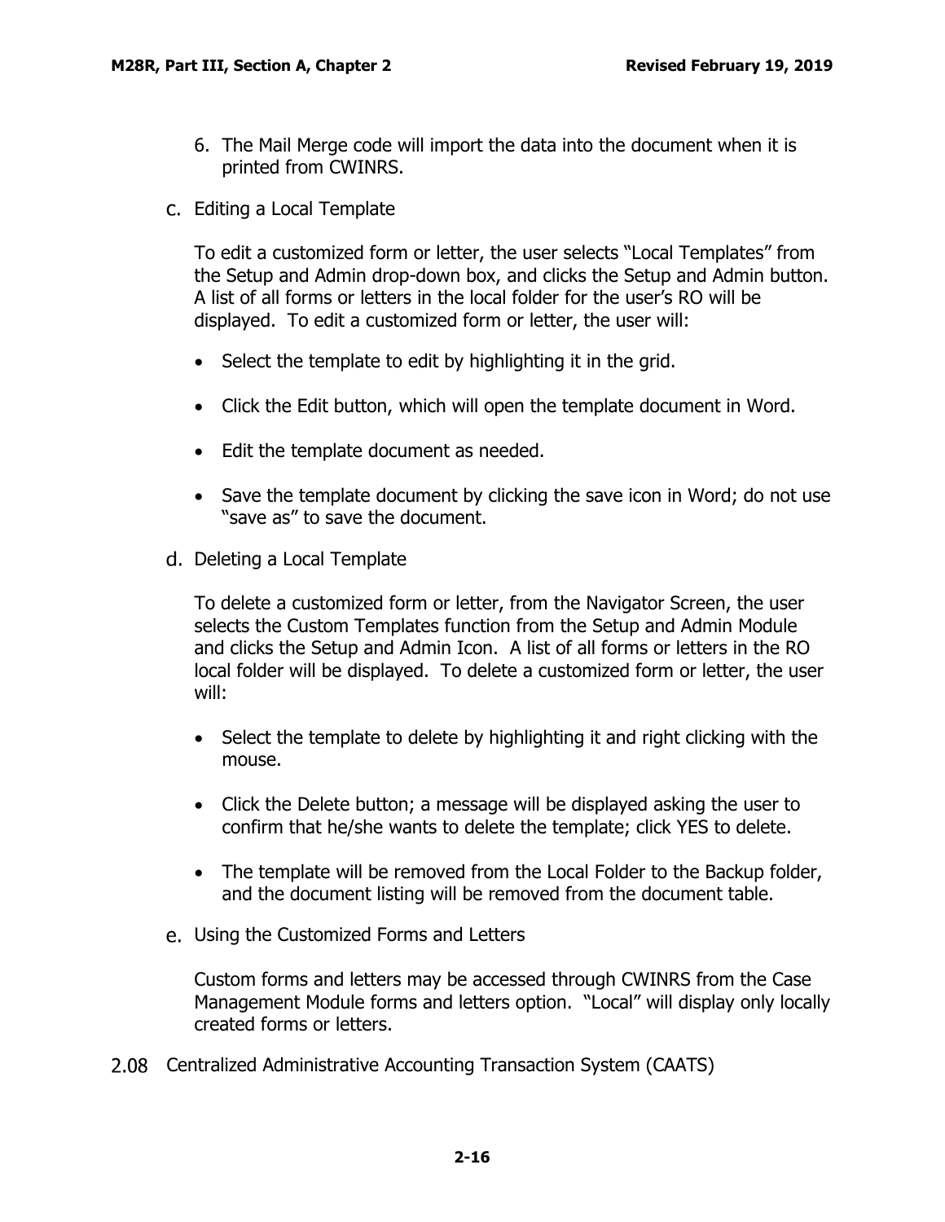6. The Mail Merge code will import the data into the document when it is printed from CWINRS.

c. Editing a Local Template

To edit a customized form or letter, the user selects "Local Templates" from the Setup and Admin drop-down box, and clicks the Setup and Admin button. A list of all forms or letters in the local folder for the user's RO will be displayed. To edit a customized form or letter, the user will:

- Select the template to edit by highlighting it in the grid.
- Click the Edit button, which will open the template document in Word.
- Edit the template document as needed.
- Save the template document by clicking the save icon in Word; do not use "save as" to save the document.

d. Deleting a Local Template

To delete a customized form or letter, from the Navigator Screen, the user selects the Custom Templates function from the Setup and Admin Module and clicks the Setup and Admin Icon. A list of all forms or letters in the RO local folder will be displayed. To delete a customized form or letter, the user will:

- Select the template to delete by highlighting it and right clicking with the mouse.
- Click the Delete button; a message will be displayed asking the user to confirm that he/she wants to delete the template; click YES to delete.
- The template will be removed from the Local Folder to the Backup folder, and the document listing will be removed from the document table.

e. Using the Customized Forms and Letters

Custom forms and letters may be accessed through CWINRS from the Case Management Module forms and letters option. "Local" will display only locally created forms or letters.

## 2.08 Centralized Administrative Accounting Transaction System (CAATS)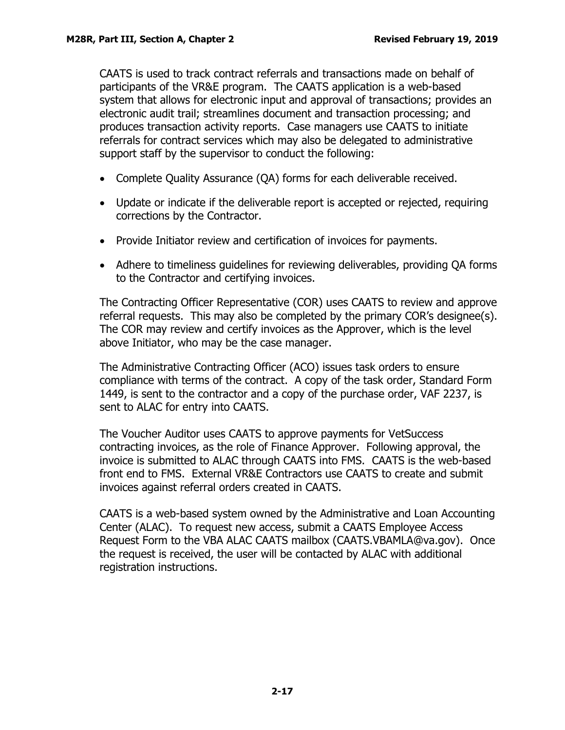CAATS is used to track contract referrals and transactions made on behalf of participants of the VR&E program. The CAATS application is a web-based system that allows for electronic input and approval of transactions; provides an electronic audit trail; streamlines document and transaction processing; and produces transaction activity reports. Case managers use CAATS to initiate referrals for contract services which may also be delegated to administrative support staff by the supervisor to conduct the following:

- Complete Quality Assurance (QA) forms for each deliverable received.
- Update or indicate if the deliverable report is accepted or rejected, requiring corrections by the Contractor.
- Provide Initiator review and certification of invoices for payments.
- Adhere to timeliness guidelines for reviewing deliverables, providing QA forms to the Contractor and certifying invoices.

The Contracting Officer Representative (COR) uses CAATS to review and approve referral requests. This may also be completed by the primary COR's designee(s). The COR may review and certify invoices as the Approver, which is the level above Initiator, who may be the case manager.

The Administrative Contracting Officer (ACO) issues task orders to ensure compliance with terms of the contract. A copy of the task order, Standard Form 1449, is sent to the contractor and a copy of the purchase order, VAF 2237, is sent to ALAC for entry into CAATS.

The Voucher Auditor uses CAATS to approve payments for VetSuccess contracting invoices, as the role of Finance Approver. Following approval, the invoice is submitted to ALAC through CAATS into FMS. CAATS is the web-based front end to FMS. External VR&E Contractors use CAATS to create and submit invoices against referral orders created in CAATS.

CAATS is a web-based system owned by the Administrative and Loan Accounting Center (ALAC). To request new access, submit a CAATS Employee Access Request Form to the VBA ALAC CAATS mailbox (CAATS.VBAMLA@va.gov). Once the request is received, the user will be contacted by ALAC with additional registration instructions.